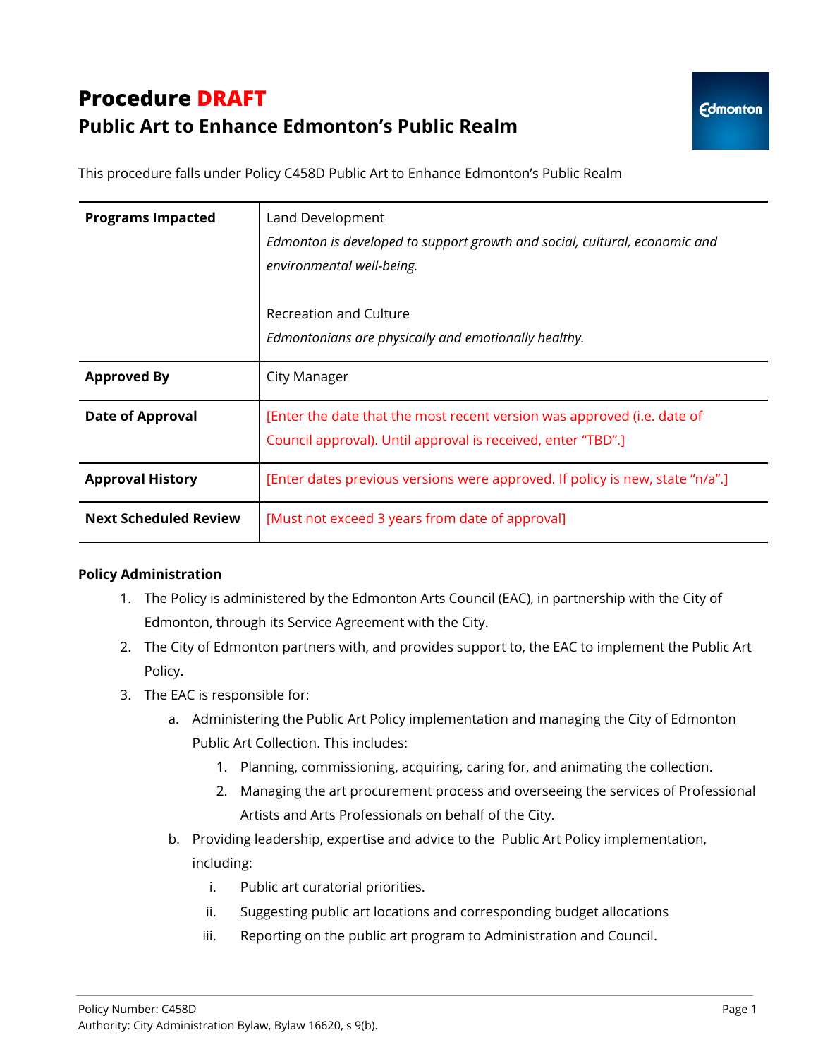# Procedure DRAFT
## Public Art to Enhance Edmonton's Public Realm

This procedure falls under Policy C458D Public Art to Enhance Edmonton's Public Realm

| | |
|---|---|
| **Programs Impacted** | Land Development<br>*Edmonton is developed to support growth and social, cultural, economic and environmental well-being.*<br><br>Recreation and Culture<br>*Edmontonians are physically and emotionally healthy.* |
| **Approved By** | City Manager |
| **Date of Approval** | [Enter the date that the most recent version was approved (i.e. date of Council approval). Until approval is received, enter "TBD".] |
| **Approval History** | [Enter dates previous versions were approved. If policy is new, state "n/a".] |
| **Next Scheduled Review** | [Must not exceed 3 years from date of approval] |

**Policy Administration**

1. The Policy is administered by the Edmonton Arts Council (EAC), in partnership with the City of Edmonton, through its Service Agreement with the City.
2. The City of Edmonton partners with, and provides support to, the EAC to implement the Public Art Policy.
3. The EAC is responsible for:
   a. Administering the Public Art Policy implementation and managing the City of Edmonton Public Art Collection. This includes:
      1. Planning, commissioning, acquiring, caring for, and animating the collection.
      2. Managing the art procurement process and overseeing the services of Professional Artists and Arts Professionals on behalf of the City.
   b. Providing leadership, expertise and advice to the Public Art Policy implementation, including:
      i. Public art curatorial priorities.
      ii. Suggesting public art locations and corresponding budget allocations
      iii. Reporting on the public art program to Administration and Council.

Policy Number: C458D
Authority: City Administration Bylaw, Bylaw 16620, s 9(b).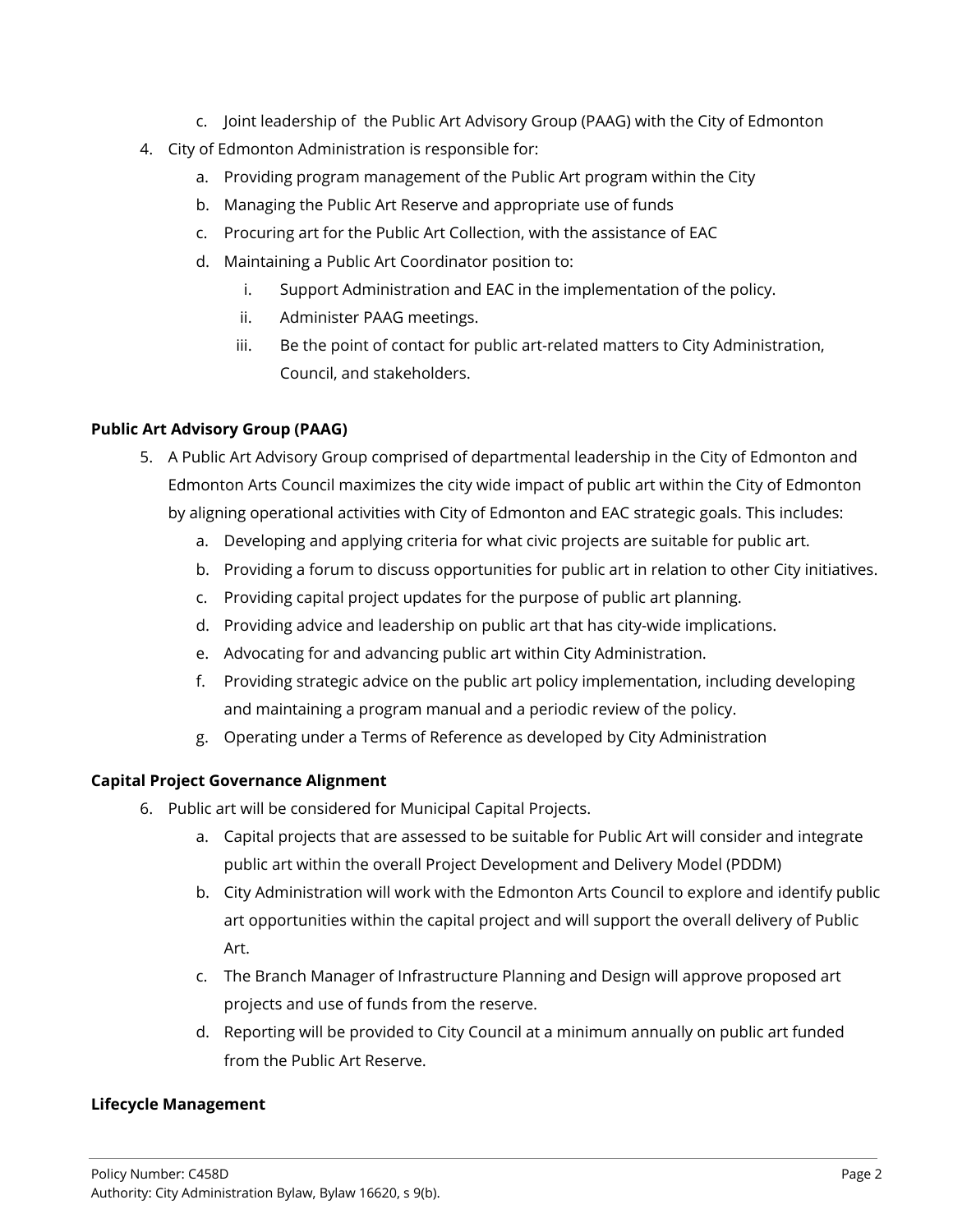c. Joint leadership of the Public Art Advisory Group (PAAG) with the City of Edmonton

4. City of Edmonton Administration is responsible for:
    a. Providing program management of the Public Art program within the City
    b. Managing the Public Art Reserve and appropriate use of funds
    c. Procuring art for the Public Art Collection, with the assistance of EAC
    d. Maintaining a Public Art Coordinator position to:
        i. Support Administration and EAC in the implementation of the policy.
        ii. Administer PAAG meetings.
        iii. Be the point of contact for public art-related matters to City Administration, Council, and stakeholders.

**Public Art Advisory Group (PAAG)**

5. A Public Art Advisory Group comprised of departmental leadership in the City of Edmonton and Edmonton Arts Council maximizes the city wide impact of public art within the City of Edmonton by aligning operational activities with City of Edmonton and EAC strategic goals. This includes:
    a. Developing and applying criteria for what civic projects are suitable for public art.
    b. Providing a forum to discuss opportunities for public art in relation to other City initiatives.
    c. Providing capital project updates for the purpose of public art planning.
    d. Providing advice and leadership on public art that has city-wide implications.
    e. Advocating for and advancing public art within City Administration.
    f. Providing strategic advice on the public art policy implementation, including developing and maintaining a program manual and a periodic review of the policy.
    g. Operating under a Terms of Reference as developed by City Administration

**Capital Project Governance Alignment**

6. Public art will be considered for Municipal Capital Projects.
    a. Capital projects that are assessed to be suitable for Public Art will consider and integrate public art within the overall Project Development and Delivery Model (PDDM)
    b. City Administration will work with the Edmonton Arts Council to explore and identify public art opportunities within the capital project and will support the overall delivery of Public Art.
    c. The Branch Manager of Infrastructure Planning and Design will approve proposed art projects and use of funds from the reserve.
    d. Reporting will be provided to City Council at a minimum annually on public art funded from the Public Art Reserve.

**Lifecycle Management**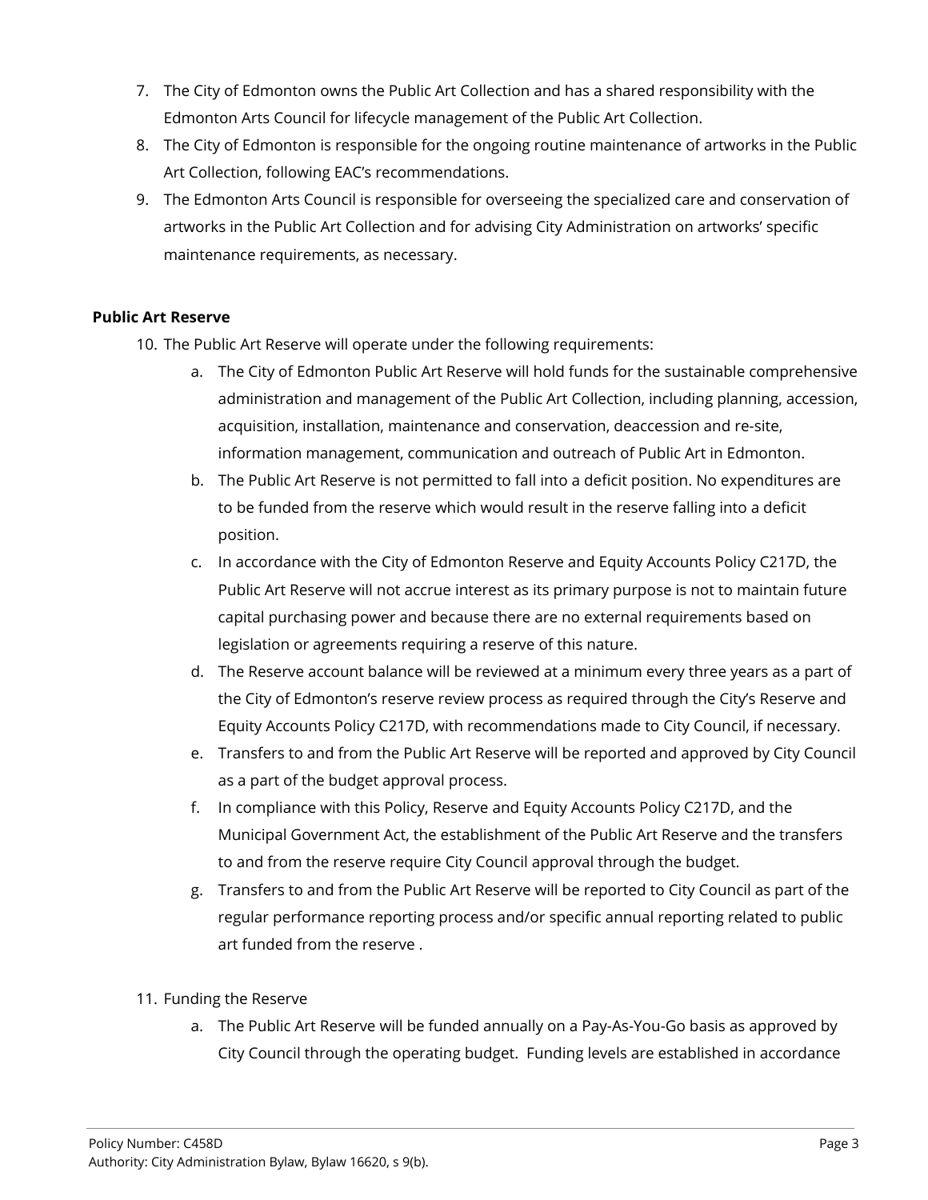7. The City of Edmonton owns the Public Art Collection and has a shared responsibility with the Edmonton Arts Council for lifecycle management of the Public Art Collection.
8. The City of Edmonton is responsible for the ongoing routine maintenance of artworks in the Public Art Collection, following EAC's recommendations.
9. The Edmonton Arts Council is responsible for overseeing the specialized care and conservation of artworks in the Public Art Collection and for advising City Administration on artworks' specific maintenance requirements, as necessary.

**Public Art Reserve**

10. The Public Art Reserve will operate under the following requirements:
    a. The City of Edmonton Public Art Reserve will hold funds for the sustainable comprehensive administration and management of the Public Art Collection, including planning, accession, acquisition, installation, maintenance and conservation, deaccession and re-site, information management, communication and outreach of Public Art in Edmonton.
    b. The Public Art Reserve is not permitted to fall into a deficit position. No expenditures are to be funded from the reserve which would result in the reserve falling into a deficit position.
    c. In accordance with the City of Edmonton Reserve and Equity Accounts Policy C217D, the Public Art Reserve will not accrue interest as its primary purpose is not to maintain future capital purchasing power and because there are no external requirements based on legislation or agreements requiring a reserve of this nature.
    d. The Reserve account balance will be reviewed at a minimum every three years as a part of the City of Edmonton's reserve review process as required through the City's Reserve and Equity Accounts Policy C217D, with recommendations made to City Council, if necessary.
    e. Transfers to and from the Public Art Reserve will be reported and approved by City Council as a part of the budget approval process.
    f. In compliance with this Policy, Reserve and Equity Accounts Policy C217D, and the Municipal Government Act, the establishment of the Public Art Reserve and the transfers to and from the reserve require City Council approval through the budget.
    g. Transfers to and from the Public Art Reserve will be reported to City Council as part of the regular performance reporting process and/or specific annual reporting related to public art funded from the reserve .

11. Funding the Reserve
    a. The Public Art Reserve will be funded annually on a Pay-As-You-Go basis as approved by City Council through the operating budget. Funding levels are established in accordance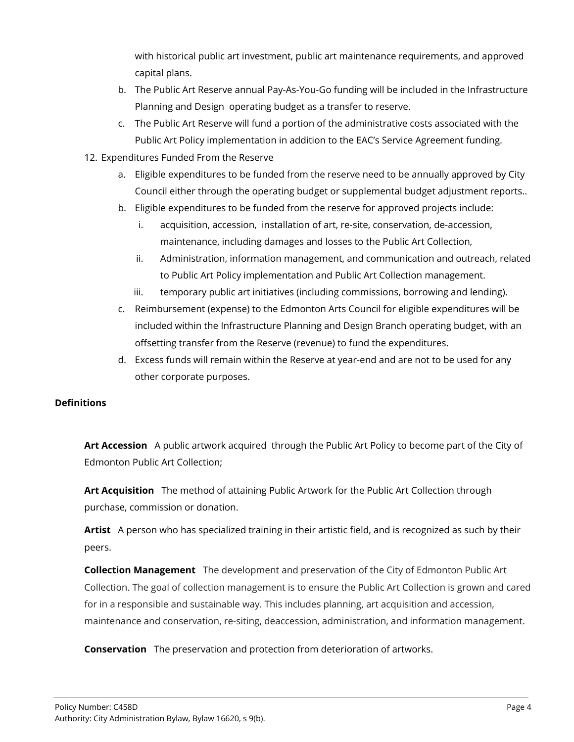with historical public art investment, public art maintenance requirements, and approved capital plans.

b. The Public Art Reserve annual Pay-As-You-Go funding will be included in the Infrastructure Planning and Design operating budget as a transfer to reserve.

c. The Public Art Reserve will fund a portion of the administrative costs associated with the Public Art Policy implementation in addition to the EAC's Service Agreement funding.

12. Expenditures Funded From the Reserve

    a. Eligible expenditures to be funded from the reserve need to be annually approved by City Council either through the operating budget or supplemental budget adjustment reports..

    b. Eligible expenditures to be funded from the reserve for approved projects include:

        i. acquisition, accession, installation of art, re-site, conservation, de-accession, maintenance, including damages and losses to the Public Art Collection,

        ii. Administration, information management, and communication and outreach, related to Public Art Policy implementation and Public Art Collection management.

        iii. temporary public art initiatives (including commissions, borrowing and lending).

    c. Reimbursement (expense) to the Edmonton Arts Council for eligible expenditures will be included within the Infrastructure Planning and Design Branch operating budget, with an offsetting transfer from the Reserve (revenue) to fund the expenditures.

    d. Excess funds will remain within the Reserve at year-end and are not to be used for any other corporate purposes.

**Definitions**

**Art Accession** A public artwork acquired through the Public Art Policy to become part of the City of Edmonton Public Art Collection;

**Art Acquisition** The method of attaining Public Artwork for the Public Art Collection through purchase, commission or donation.

**Artist** A person who has specialized training in their artistic field, and is recognized as such by their peers.

**Collection Management** The development and preservation of the City of Edmonton Public Art Collection. The goal of collection management is to ensure the Public Art Collection is grown and cared for in a responsible and sustainable way. This includes planning, art acquisition and accession, maintenance and conservation, re-siting, deaccession, administration, and information management.

**Conservation** The preservation and protection from deterioration of artworks.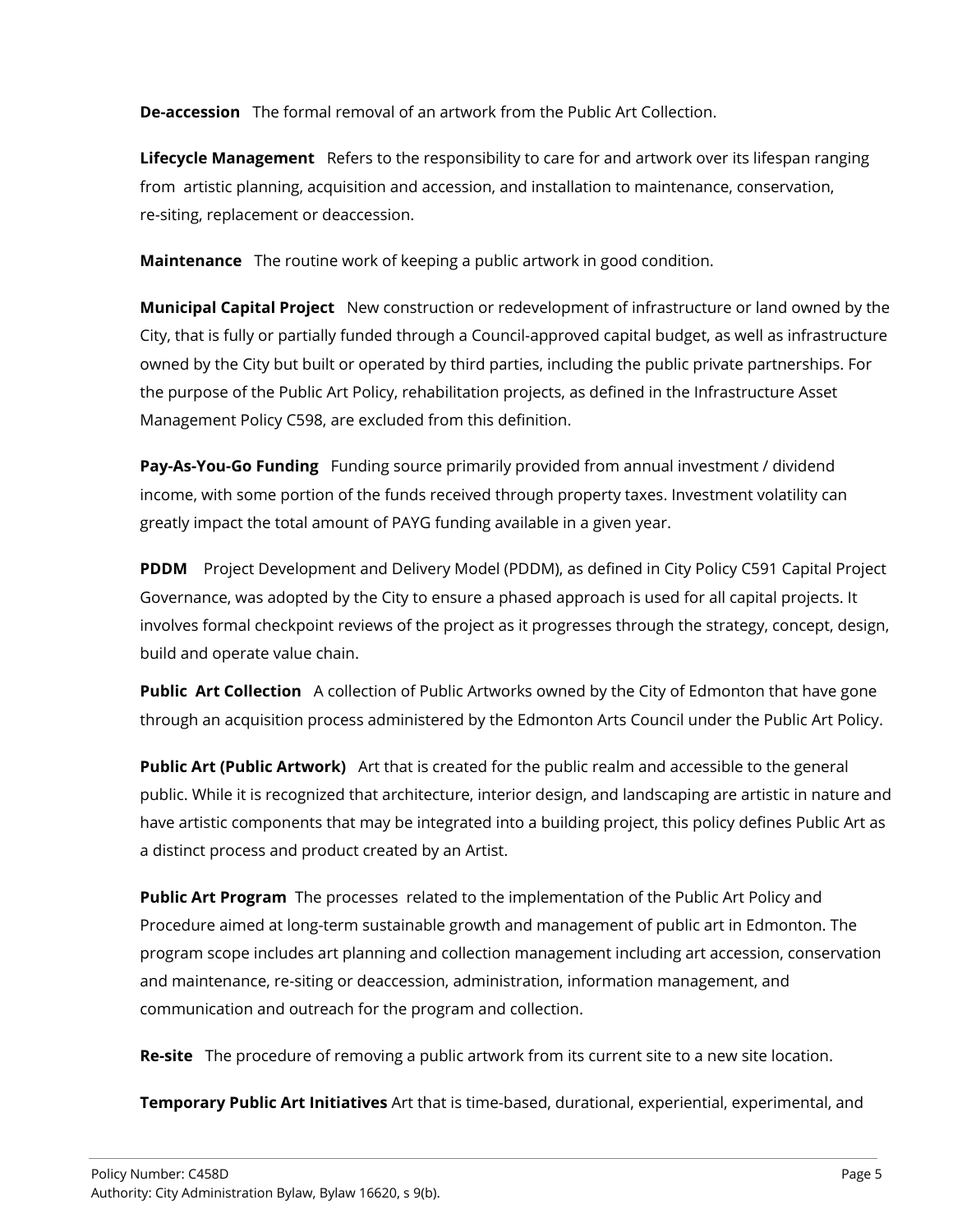**De-accession** The formal removal of an artwork from the Public Art Collection.

**Lifecycle Management** Refers to the responsibility to care for and artwork over its lifespan ranging from artistic planning, acquisition and accession, and installation to maintenance, conservation, re-siting, replacement or deaccession.

**Maintenance** The routine work of keeping a public artwork in good condition.

**Municipal Capital Project** New construction or redevelopment of infrastructure or land owned by the City, that is fully or partially funded through a Council-approved capital budget, as well as infrastructure owned by the City but built or operated by third parties, including the public private partnerships. For the purpose of the Public Art Policy, rehabilitation projects, as defined in the Infrastructure Asset Management Policy C598, are excluded from this definition.

**Pay-As-You-Go Funding** Funding source primarily provided from annual investment / dividend income, with some portion of the funds received through property taxes. Investment volatility can greatly impact the total amount of PAYG funding available in a given year.

**PDDM** Project Development and Delivery Model (PDDM), as defined in City Policy C591 Capital Project Governance, was adopted by the City to ensure a phased approach is used for all capital projects. It involves formal checkpoint reviews of the project as it progresses through the strategy, concept, design, build and operate value chain.

**Public Art Collection** A collection of Public Artworks owned by the City of Edmonton that have gone through an acquisition process administered by the Edmonton Arts Council under the Public Art Policy.

**Public Art (Public Artwork)** Art that is created for the public realm and accessible to the general public. While it is recognized that architecture, interior design, and landscaping are artistic in nature and have artistic components that may be integrated into a building project, this policy defines Public Art as a distinct process and product created by an Artist.

**Public Art Program** The processes related to the implementation of the Public Art Policy and Procedure aimed at long-term sustainable growth and management of public art in Edmonton. The program scope includes art planning and collection management including art accession, conservation and maintenance, re-siting or deaccession, administration, information management, and communication and outreach for the program and collection.

**Re-site** The procedure of removing a public artwork from its current site to a new site location.

**Temporary Public Art Initiatives** Art that is time-based, durational, experiential, experimental, and

Policy Number: C458D
Authority: City Administration Bylaw, Bylaw 16620, s 9(b).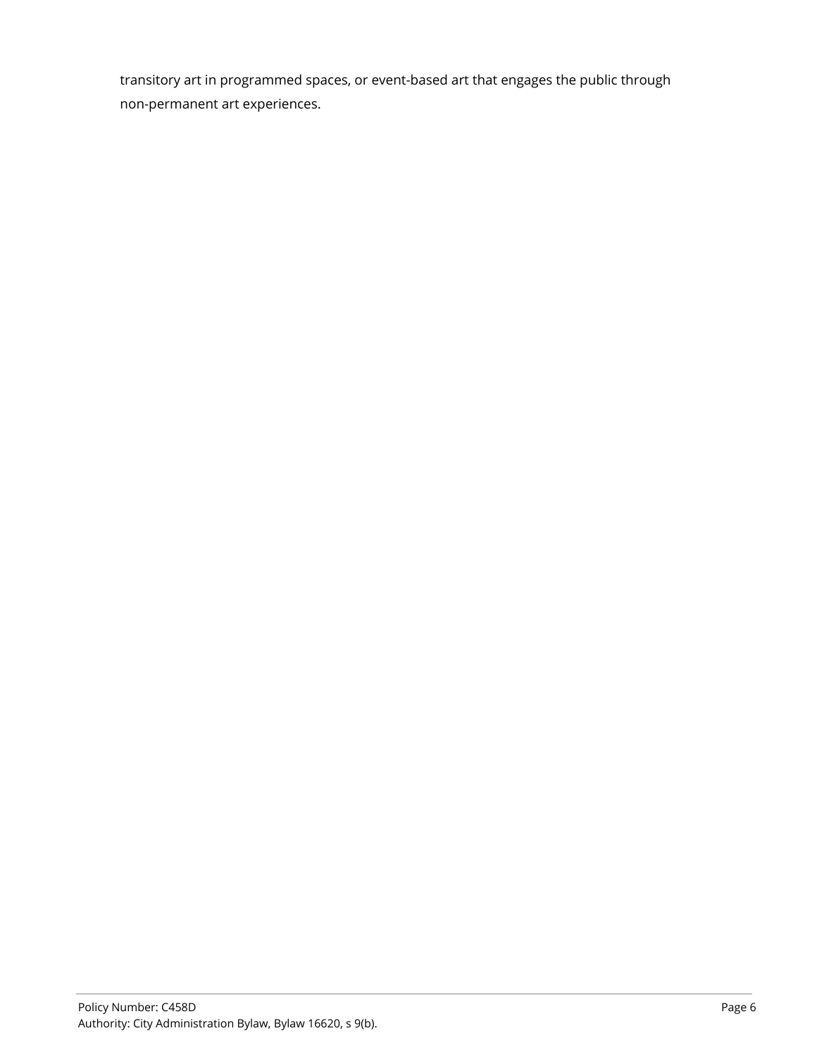transitory art in programmed spaces, or event-based art that engages the public through non-permanent art experiences.